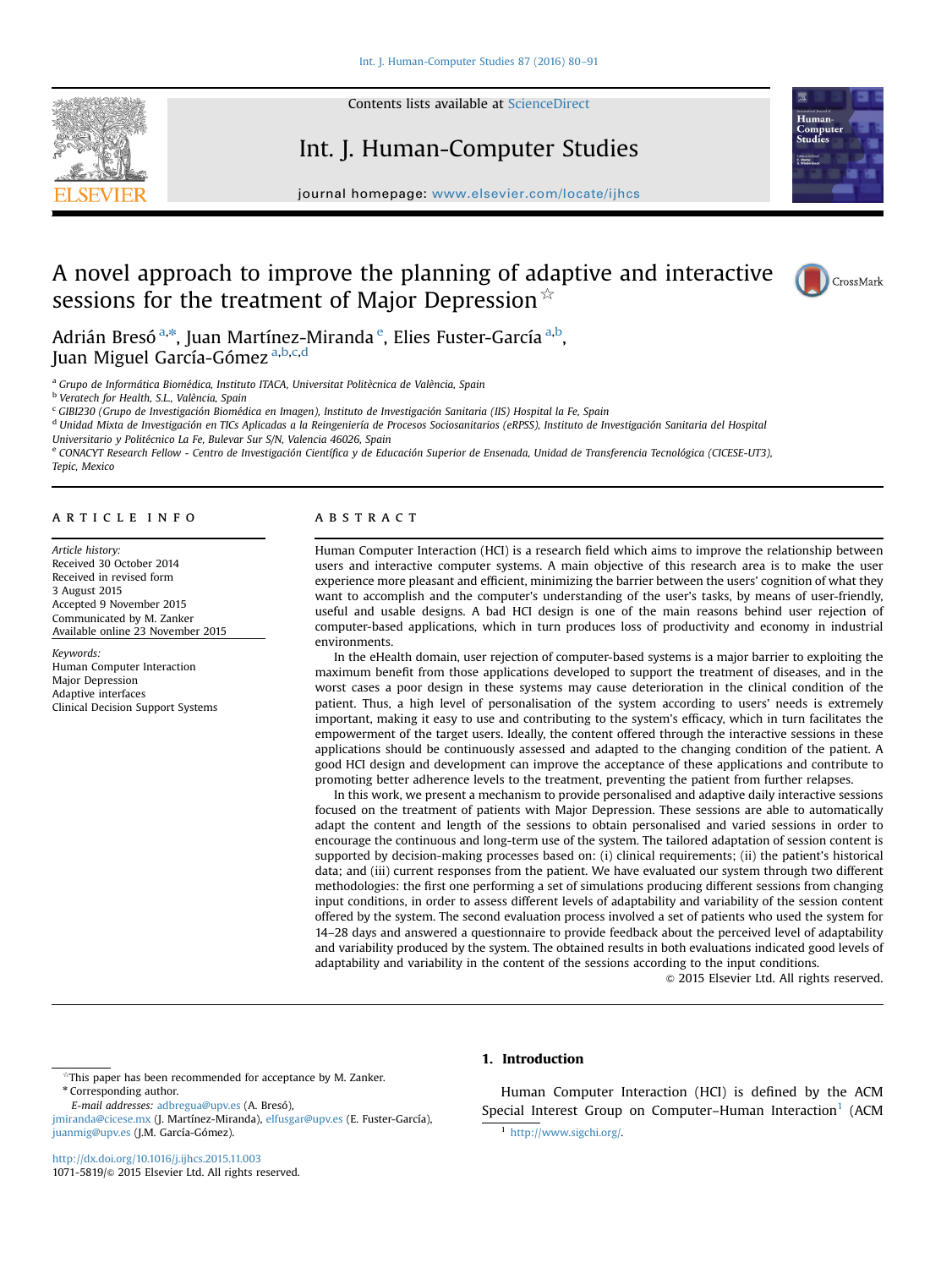# A novel approach to improve the planning of adaptive and interactive sessions for the treatment of Major Depression[☆]

Adrián Bresó[a,*], Juan Martínez-Miranda[e], Elies Fuster-García[a,b], Juan Miguel García-Gómez[a,b,c,d]

[a] Grupo de Informática Biomédica, Instituto ITACA, Universitat Politècnica de València, Spain
[b] Veratech for Health, S.L., València, Spain
[c] GIBI230 (Grupo de Investigación Biomédica en Imagen), Instituto de Investigación Sanitaria (IIS) Hospital la Fe, Spain
[d] Unidad Mixta de Investigación en TICs Aplicadas a la Reingeniería de Procesos Sociosanitarios (eRPSS), Instituto de Investigación Sanitaria del Hospital Universitario y Politécnico La Fe, Bulevar Sur S/N, Valencia 46026, Spain
[e] CONACYT Research Fellow - Centro de Investigación Científica y de Educación Superior de Ensenada, Unidad de Transferencia Tecnológica (CICESE-UT3), Tepic, Mexico

## ARTICLE INFO

*Article history:*
Received 30 October 2014
Received in revised form 3 August 2015
Accepted 9 November 2015
Communicated by M. Zanker
Available online 23 November 2015

*Keywords:*
Human Computer Interaction
Major Depression
Adaptive interfaces
Clinical Decision Support Systems

## ABSTRACT

Human Computer Interaction (HCI) is a research field which aims to improve the relationship between users and interactive computer systems. A main objective of this research area is to make the user experience more pleasant and efficient, minimizing the barrier between the users' cognition of what they want to accomplish and the computer's understanding of the user's tasks, by means of user-friendly, useful and usable designs. A bad HCI design is one of the main reasons behind user rejection of computer-based applications, which in turn produces loss of productivity and economy in industrial environments.

In the eHealth domain, user rejection of computer-based systems is a major barrier to exploiting the maximum benefit from those applications developed to support the treatment of diseases, and in the worst cases a poor design in these systems may cause deterioration in the clinical condition of the patient. Thus, a high level of personalisation of the system according to users' needs is extremely important, making it easy to use and contributing to the system's efficacy, which in turn facilitates the empowerment of the target users. Ideally, the content offered through the interactive sessions in these applications should be continuously assessed and adapted to the changing condition of the patient. A good HCI design and development can improve the acceptance of these applications and contribute to promoting better adherence levels to the treatment, preventing the patient from further relapses.

In this work, we present a mechanism to provide personalised and adaptive daily interactive sessions focused on the treatment of patients with Major Depression. These sessions are able to automatically adapt the content and length of the sessions to obtain personalised and varied sessions in order to encourage the continuous and long-term use of the system. The tailored adaptation of session content is supported by decision-making processes based on: (i) clinical requirements; (ii) the patient's historical data; and (iii) current responses from the patient. We have evaluated our system through two different methodologies: the first one performing a set of simulations producing different sessions from changing input conditions, in order to assess different levels of adaptability and variability of the session content offered by the system. The second evaluation process involved a set of patients who used the system for 14–28 days and answered a questionnaire to provide feedback about the perceived level of adaptability and variability produced by the system. The obtained results in both evaluations indicated good levels of adaptability and variability in the content of the sessions according to the input conditions.

© 2015 Elsevier Ltd. All rights reserved.

## 1. Introduction

Human Computer Interaction (HCI) is defined by the ACM Special Interest Group on Computer–Human Interaction[1] (ACM

[1] http://www.sigchi.org/.

[☆] This paper has been recommended for acceptance by M. Zanker.
* Corresponding author.
*E-mail addresses:* adbregua@upv.es (A. Bresó), jmiranda@cicese.mx (J. Martínez-Miranda), elfusgar@upv.es (E. Fuster-García), juanmig@upv.es (J.M. García-Gómez).

http://dx.doi.org/10.1016/j.ijhcs.2015.11.003
1071-5819/© 2015 Elsevier Ltd. All rights reserved.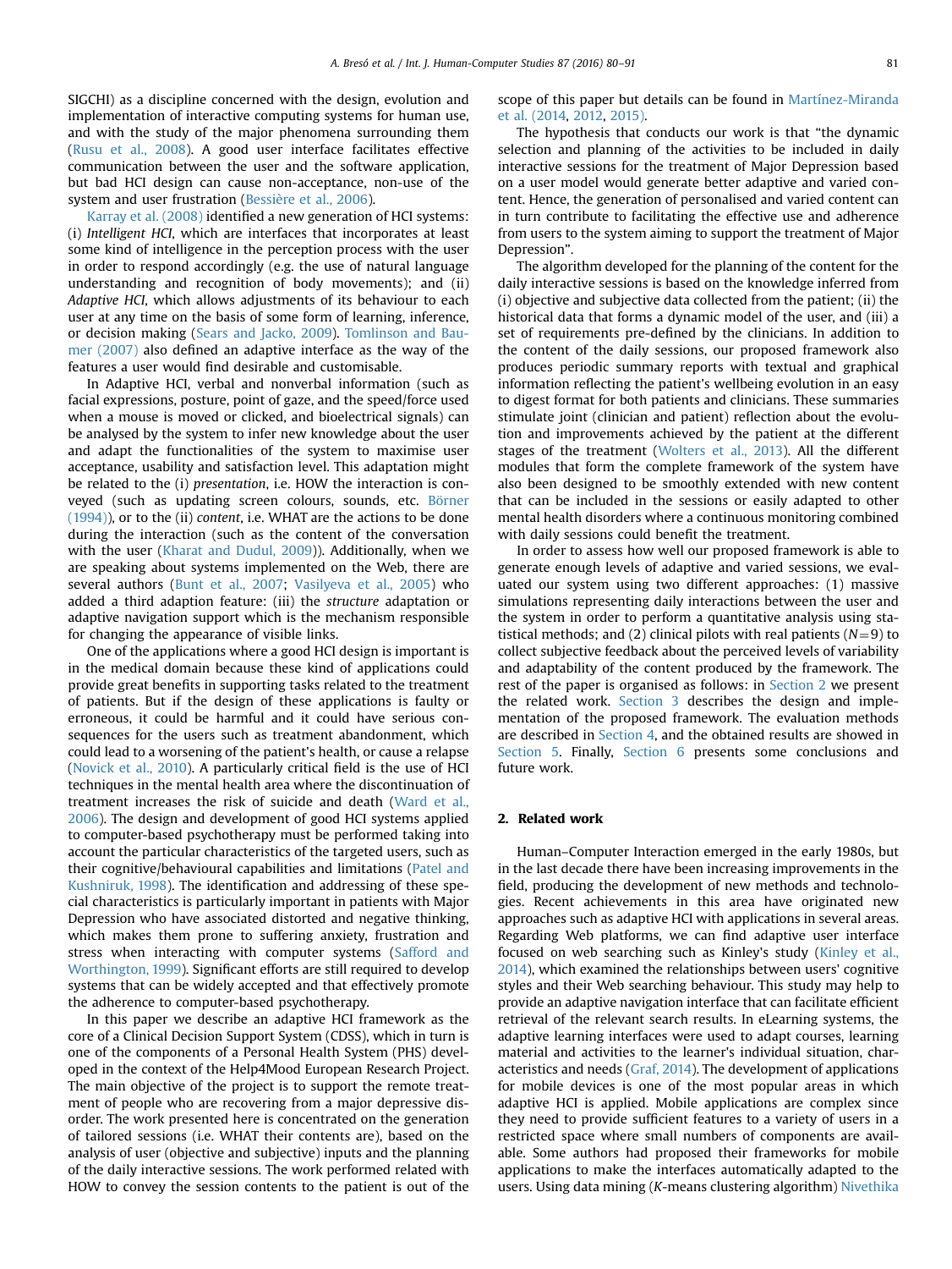SIGCHI) as a discipline concerned with the design, evolution and implementation of interactive computing systems for human use, and with the study of the major phenomena surrounding them (Rusu et al., 2008). A good user interface facilitates effective communication between the user and the software application, but bad HCI design can cause non-acceptance, non-use of the system and user frustration (Bessière et al., 2006).

Karray et al. (2008) identified a new generation of HCI systems: (i) *Intelligent HCI*, which are interfaces that incorporates at least some kind of intelligence in the perception process with the user in order to respond accordingly (e.g. the use of natural language understanding and recognition of body movements); and (ii) *Adaptive HCI*, which allows adjustments of its behaviour to each user at any time on the basis of some form of learning, inference, or decision making (Sears and Jacko, 2009). Tomlinson and Baumer (2007) also defined an adaptive interface as the way of the features a user would find desirable and customisable.

In Adaptive HCI, verbal and nonverbal information (such as facial expressions, posture, point of gaze, and the speed/force used when a mouse is moved or clicked, and bioelectrical signals) can be analysed by the system to infer new knowledge about the user and adapt the functionalities of the system to maximise user acceptance, usability and satisfaction level. This adaptation might be related to the (i) *presentation*, i.e. HOW the interaction is conveyed (such as updating screen colours, sounds, etc. Börner (1994)), or to the (ii) *content*, i.e. WHAT are the actions to be done during the interaction (such as the content of the conversation with the user (Kharat and Dudul, 2009)). Additionally, when we are speaking about systems implemented on the Web, there are several authors (Bunt et al., 2007; Vasilyeva et al., 2005) who added a third adaption feature: (iii) the *structure* adaptation or adaptive navigation support which is the mechanism responsible for changing the appearance of visible links.

One of the applications where a good HCI design is important is in the medical domain because these kind of applications could provide great benefits in supporting tasks related to the treatment of patients. But if the design of these applications is faulty or erroneous, it could be harmful and it could have serious consequences for the users such as treatment abandonment, which could lead to a worsening of the patient's health, or cause a relapse (Novick et al., 2010). A particularly critical field is the use of HCI techniques in the mental health area where the discontinuation of treatment increases the risk of suicide and death (Ward et al., 2006). The design and development of good HCI systems applied to computer-based psychotherapy must be performed taking into account the particular characteristics of the targeted users, such as their cognitive/behavioural capabilities and limitations (Patel and Kushniruk, 1998). The identification and addressing of these special characteristics is particularly important in patients with Major Depression who have associated distorted and negative thinking, which makes them prone to suffering anxiety, frustration and stress when interacting with computer systems (Safford and Worthington, 1999). Significant efforts are still required to develop systems that can be widely accepted and that effectively promote the adherence to computer-based psychotherapy.

In this paper we describe an adaptive HCI framework as the core of a Clinical Decision Support System (CDSS), which in turn is one of the components of a Personal Health System (PHS) developed in the context of the Help4Mood Research Project. The main objective of the project is to support the remote treatment of people who are recovering from a major depressive disorder. The work presented here is concentrated on the generation of tailored sessions (i.e. WHAT their contents are), based on the analysis of user (objective and subjective) inputs and the planning of the daily interactive sessions. The work performed related with HOW to convey the session contents to the patient is out of the scope of this paper but details can be found in Martínez-Miranda et al. (2014, 2012, 2015).

The hypothesis that conducts our work is that "the dynamic selection and planning of the activities to be included in daily interactive sessions for the treatment of Major Depression based on a user model would generate better adaptive and varied content. Hence, the generation of personalised and varied content can in turn contribute to facilitating the effective use and adherence from users to the system aiming to support the treatment of Major Depression".

The algorithm developed for the planning of the content for the daily interactive sessions is based on the knowledge inferred from (i) objective and subjective data collected from the patient; (ii) the historical data that forms a dynamic model of the user, and (iii) a set of requirements pre-defined by the clinicians. In addition to the content of the daily sessions, our proposed framework also produces periodic summary reports with textual and graphical information reflecting the patient's wellbeing evolution in an easy to digest format for both patients and clinicians. These summaries stimulate joint (clinician and patient) reflection about the evolution and improvements achieved by the patient at the different stages of the treatment (Wolters et al., 2013). All the different modules that form the complete framework of the system have also been designed to be smoothly extended with new content that can be included in the sessions or easily adapted to other mental health disorders where a continuous monitoring combined with daily sessions could benefit the treatment.

In order to assess how well our proposed framework is able to generate enough levels of adaptive and varied sessions, we evaluated our system using two different approaches: (1) massive simulations representing daily interactions between the user and the system in order to perform a quantitative analysis using statistical methods; and (2) clinical pilots with real patients ($N=9$) to collect subjective feedback about the perceived levels of variability and adaptability of the content produced by the framework. The rest of the paper is organised as follows: in Section 2 we present the related work. Section 3 describes the design and implementation of the proposed framework. The evaluation methods are described in Section 4, and the obtained results are showed in Section 5. Finally, Section 6 presents some conclusions and future work.

## 2. Related work

Human–Computer Interaction emerged in the early 1980s, but in the last decade there have been increasing improvements in the field, producing the development of new methods and technologies. Recent achievements in this area have originated new approaches such as adaptive HCI with applications in several areas. Regarding Web platforms, we can find adaptive user interface focused on web searching such as Kinley's study (Kinley et al., 2014), which examined the relationships between users' cognitive styles and their Web searching behaviour. This study may help to provide an adaptive navigation interface that can facilitate efficient retrieval of the relevant search results. In eLearning systems, the adaptive learning interfaces were used to adapt courses, learning material and activities to the learner's individual situation, characteristics and needs (Graf, 2014). The development of applications for mobile devices is one of the most popular areas in which adaptive HCI is applied. Mobile applications are complex since they need to provide sufficient features to a variety of users in a restricted space where small numbers of components are available. Some authors had proposed their frameworks for mobile applications to make the interfaces automatically adapted to the users. Using data mining (*K*-means clustering algorithm) Nivethika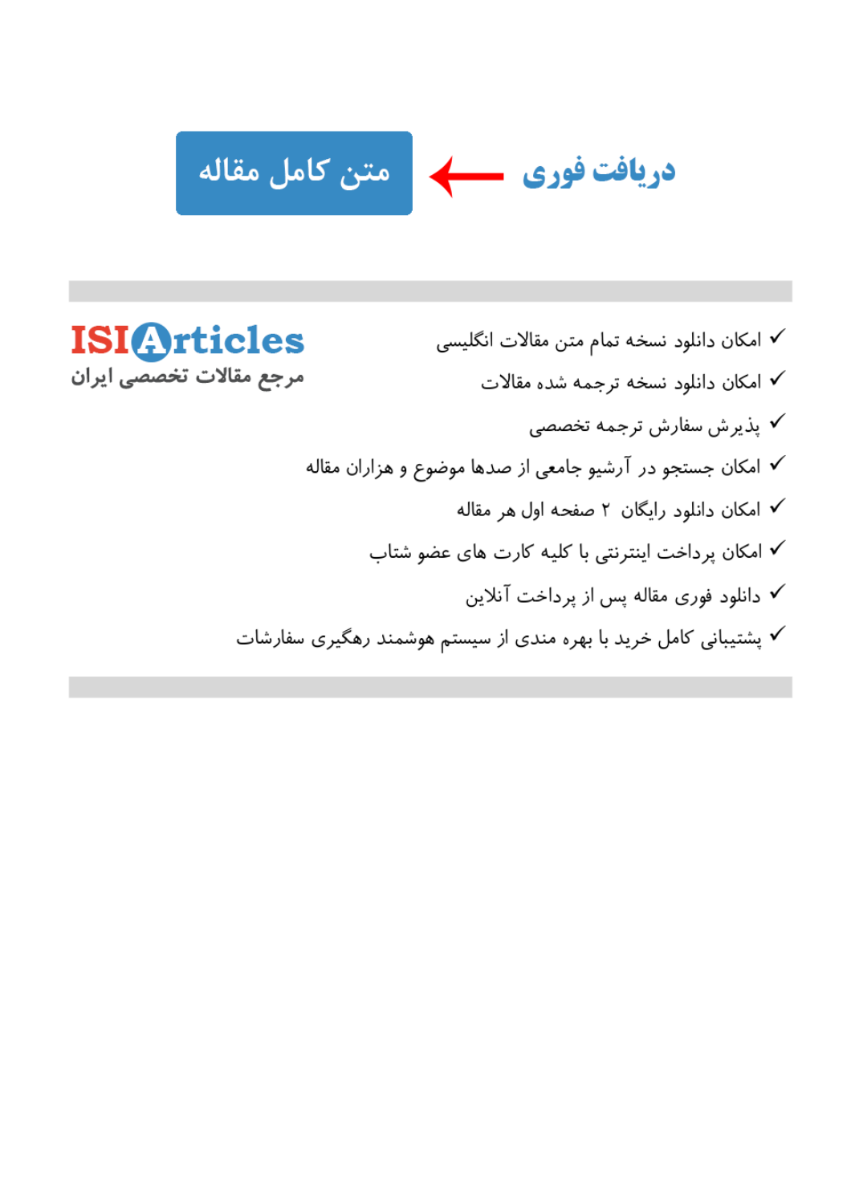**دریافت فوری** ← **متن کامل مقاله**

**ISIArticles**
مرجع مقالات تخصصی ایران

- ✓ امکان دانلود نسخه تمام متن مقالات انگلیسی
- ✓ امکان دانلود نسخه ترجمه شده مقالات
- ✓ پذیرش سفارش ترجمه تخصصی
- ✓ امکان جستجو در آرشیو جامعی از صدها موضوع و هزاران مقاله
- ✓ امکان دانلود رایگان ۲ صفحه اول هر مقاله
- ✓ امکان پرداخت اینترنتی با کلیه کارت های عضو شتاب
- ✓ دانلود فوری مقاله پس از پرداخت آنلاین
- ✓ پشتیبانی کامل خرید با بهره مندی از سیستم هوشمند رهگیری سفارشات